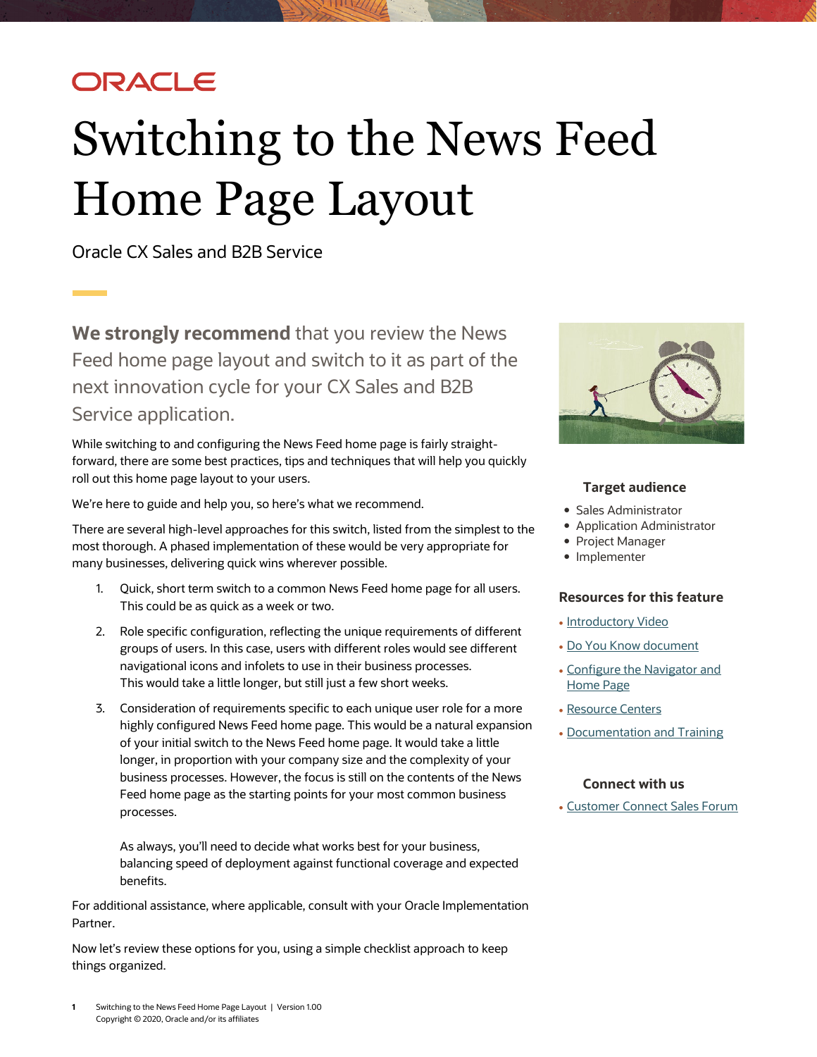# Switching to the News Feed Home Page Layout

Oracle CX Sales and B2B Service

**We strongly recommend** that you review the News Feed home page layout and switch to it as part of the next innovation cycle for your CX Sales and B2B Service application.

While switching to and configuring the News Feed home page is fairly straight-forward, there are some best practices, tips and techniques that will help you quickly roll out this home page layout to your users.

We're here to guide and help you, so here's what we recommend.

There are several high-level approaches for this switch, listed from the simplest to the most thorough. A phased implementation of these would be very appropriate for many businesses, delivering quick wins wherever possible.

1. Quick, short term switch to a common News Feed home page for all users. This could be as quick as a week or two.
2. Role specific configuration, reflecting the unique requirements of different groups of users. In this case, users with different roles would see different navigational icons and infolets to use in their business processes. This would take a little longer, but still just a few short weeks.
3. Consideration of requirements specific to each unique user role for a more highly configured News Feed home page. This would be a natural expansion of your initial switch to the News Feed home page. It would take a little longer, in proportion with your company size and the complexity of your business processes. However, the focus is still on the contents of the News Feed home page as the starting points for your most common business processes.

   As always, you'll need to decide what works best for your business, balancing speed of deployment against functional coverage and expected benefits.

For additional assistance, where applicable, consult with your Oracle Implementation Partner.

Now let's review these options for you, using a simple checklist approach to keep things organized.

### Target audience

- Sales Administrator
- Application Administrator
- Project Manager
- Implementer

### Resources for this feature

- Introductory Video
- Do You Know document
- Configure the Navigator and Home Page
- Resource Centers
- Documentation and Training

### Connect with us

- Customer Connect Sales Forum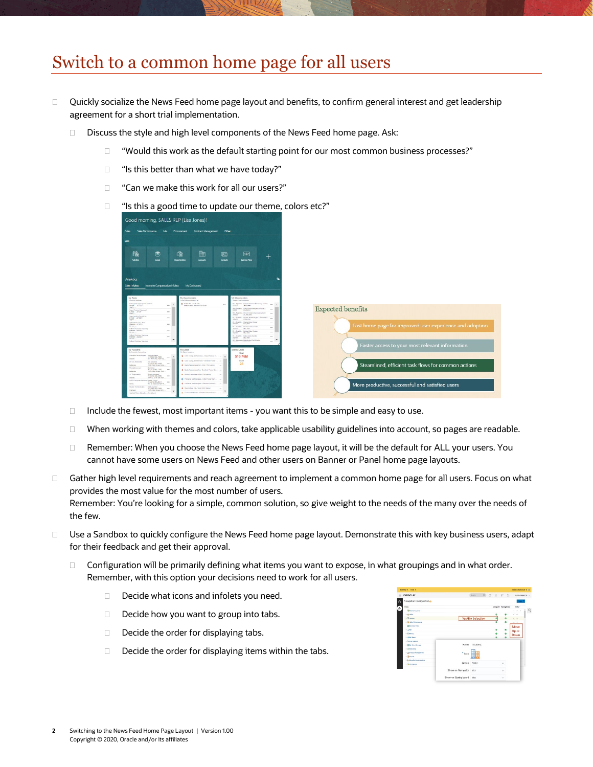# Switch to a common home page for all users

- Quickly socialize the News Feed home page layout and benefits, to confirm general interest and get leadership agreement for a short trial implementation.
  - Discuss the style and high level components of the News Feed home page. Ask:
    - "Would this work as the default starting point for our most common business processes?"
    - "Is this better than what we have today?"
    - "Can we make this work for all our users?"
    - "Is this a good time to update our theme, colors etc?"

Expected benefits

Fast home page for improved user experience and adoption

Faster access to your most relevant information

Streamlined, efficient task flows for common actions

More productive, successful and satisfied users

  - Include the fewest, most important items - you want this to be simple and easy to use.
  - When working with themes and colors, take applicable usability guidelines into account, so pages are readable.
  - Remember: When you choose the News Feed home page layout, it will be the default for ALL your users. You cannot have some users on News Feed and other users on Banner or Panel home page layouts.
- Gather high level requirements and reach agreement to implement a common home page for all users. Focus on what provides the most value for the most number of users.
  Remember: You're looking for a simple, common solution, so give weight to the needs of the many over the needs of the few.
- Use a Sandbox to quickly configure the News Feed home page layout. Demonstrate this with key business users, adapt for their feedback and get their approval.
  - Configuration will be primarily defining what items you want to expose, in what groupings and in what order. Remember, with this option your decisions need to work for all users.
    - Decide what icons and infolets you need.
    - Decide how you want to group into tabs.
    - Decide the order for displaying tabs.
    - Decide the order for displaying items within the tabs.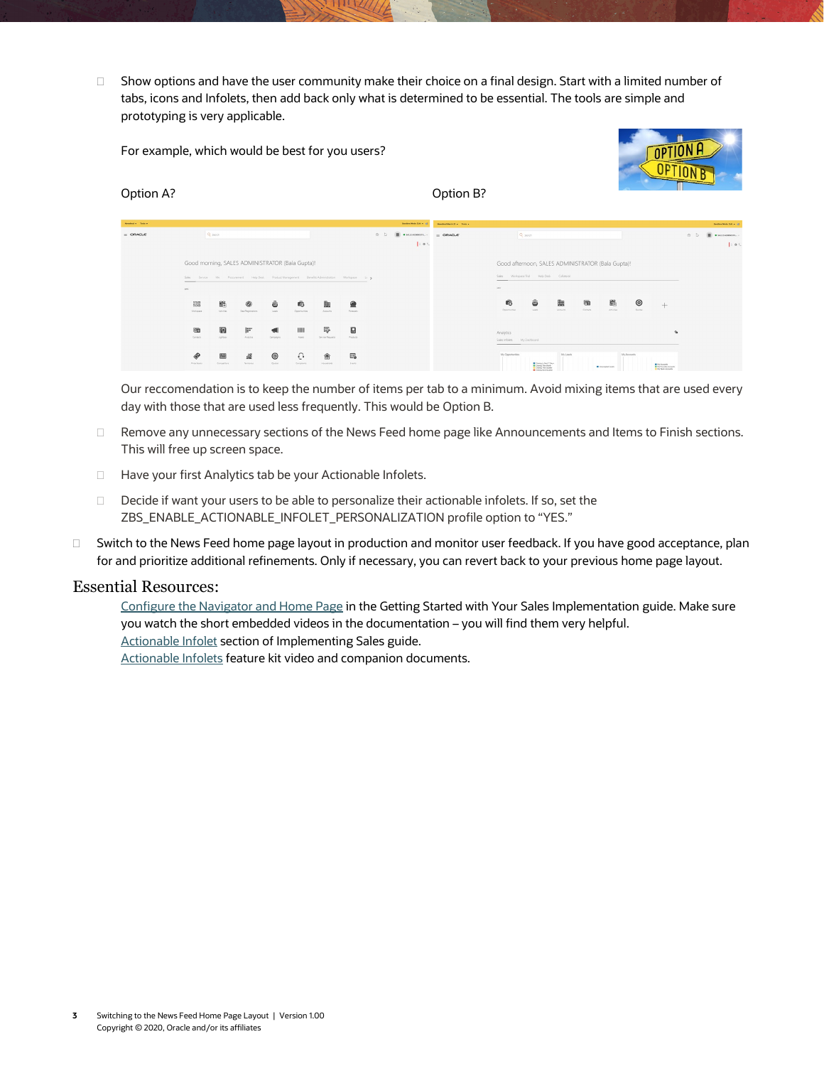- Show options and have the user community make their choice on a final design. Start with a limited number of tabs, icons and Infolets, then add back only what is determined to be essential. The tools are simple and prototyping is very applicable.

  For example, which would be best for you users?

  Option A?

  Option B?

  Our reccomendation is to keep the number of items per tab to a minimum. Avoid mixing items that are used every day with those that are used less frequently. This would be Option B.

- Remove any unnecessary sections of the News Feed home page like Announcements and Items to Finish sections. This will free up screen space.
- Have your first Analytics tab be your Actionable Infolets.
- Decide if want your users to be able to personalize their actionable infolets. If so, set the ZBS_ENABLE_ACTIONABLE_INFOLET_PERSONALIZATION profile option to "YES."

- Switch to the News Feed home page layout in production and monitor user feedback. If you have good acceptance, plan for and prioritize additional refinements. Only if necessary, you can revert back to your previous home page layout.

## Essential Resources:

Configure the Navigator and Home Page in the Getting Started with Your Sales Implementation guide. Make sure you watch the short embedded videos in the documentation – you will find them very helpful.

Actionable Infolet section of Implementing Sales guide.

Actionable Infolets feature kit video and companion documents.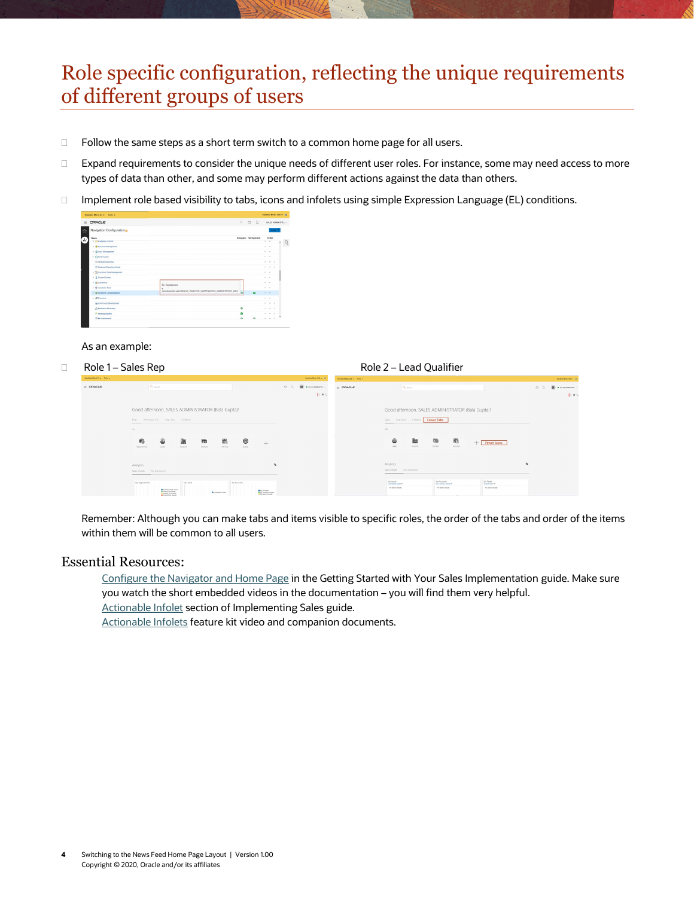# Role specific configuration, reflecting the unique requirements of different groups of users

- Follow the same steps as a short term switch to a common home page for all users.
- Expand requirements to consider the unique needs of different user roles. For instance, some may need access to more types of data than other, and some may perform different actions against the data than others.
- Implement role based visibility to tabs, icons and infolets using simple Expression Language (EL) conditions.

As an example:

- Role 1 – Sales Rep

Role 2 – Lead Qualifier

Remember: Although you can make tabs and items visible to specific roles, the order of the tabs and order of the items within them will be common to all users.

## Essential Resources:

Configure the Navigator and Home Page in the Getting Started with Your Sales Implementation guide. Make sure you watch the short embedded videos in the documentation – you will find them very helpful.
Actionable Infolet section of Implementing Sales guide.
Actionable Infolets feature kit video and companion documents.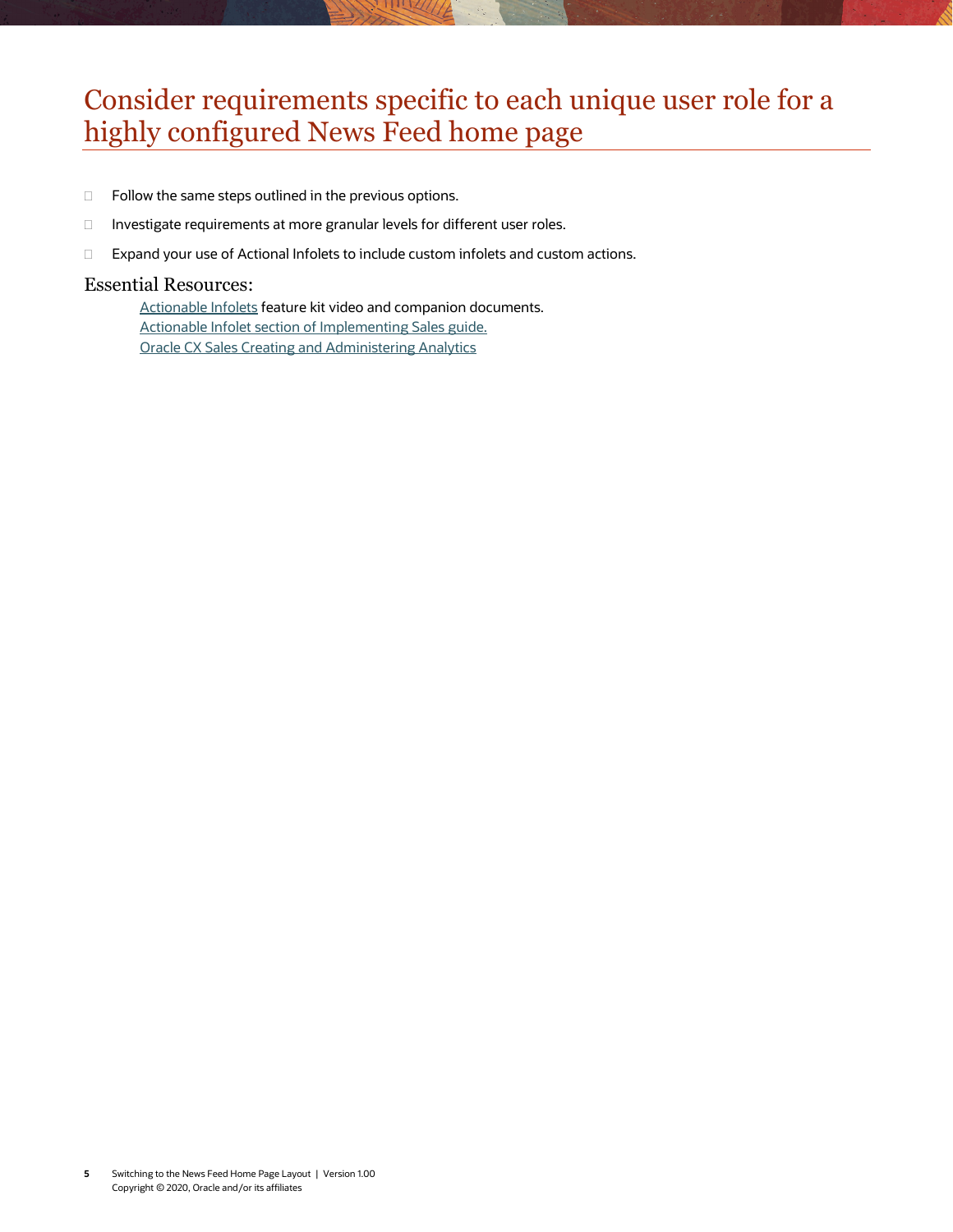# Consider requirements specific to each unique user role for a highly configured News Feed home page

- Follow the same steps outlined in the previous options.
- Investigate requirements at more granular levels for different user roles.
- Expand your use of Actional Infolets to include custom infolets and custom actions.

## Essential Resources:

Actionable Infolets feature kit video and companion documents.
Actionable Infolet section of Implementing Sales guide.
Oracle CX Sales Creating and Administering Analytics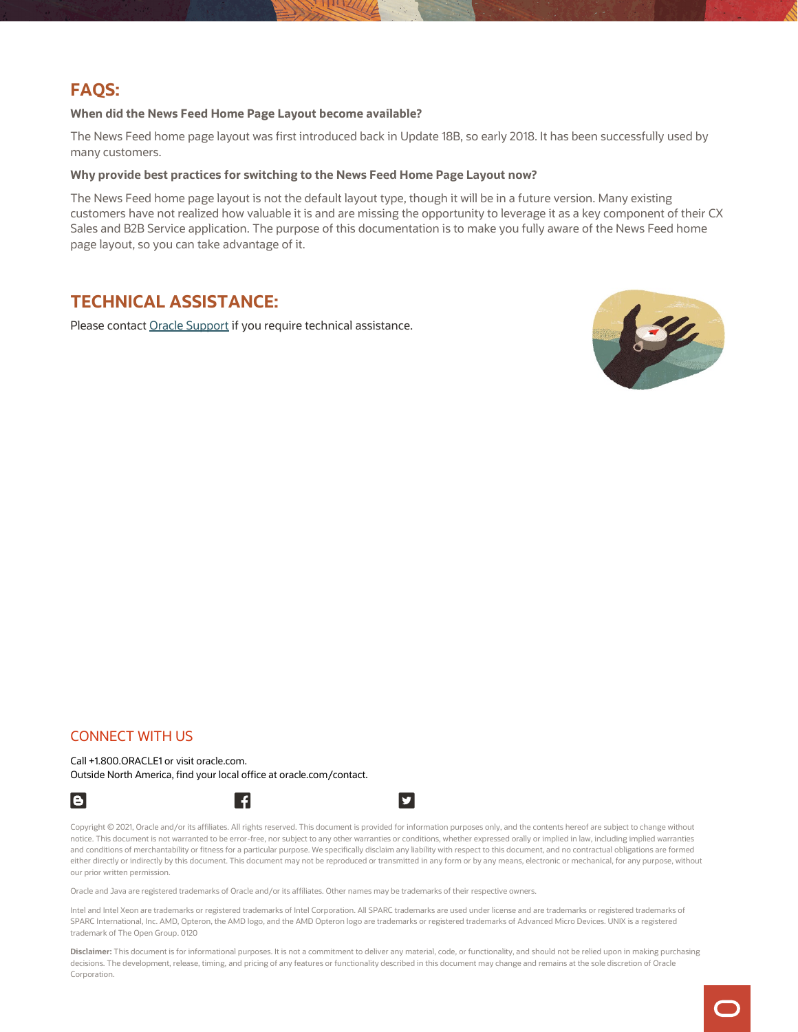## FAQS:

**When did the News Feed Home Page Layout become available?**

The News Feed home page layout was first introduced back in Update 18B, so early 2018. It has been successfully used by many customers.

**Why provide best practices for switching to the News Feed Home Page Layout now?**

The News Feed home page layout is not the default layout type, though it will be in a future version. Many existing customers have not realized how valuable it is and are missing the opportunity to leverage it as a key component of their CX Sales and B2B Service application. The purpose of this documentation is to make you fully aware of the News Feed home page layout, so you can take advantage of it.

## TECHNICAL ASSISTANCE:

Please contact [Oracle Support](#) if you require technical assistance.

### CONNECT WITH US

Call +1.800.ORACLE1 or visit oracle.com.
Outside North America, find your local office at oracle.com/contact.

Copyright © 2021, Oracle and/or its affiliates. All rights reserved. This document is provided for information purposes only, and the contents hereof are subject to change without notice. This document is not warranted to be error-free, nor subject to any other warranties or conditions, whether expressed orally or implied in law, including implied warranties and conditions of merchantability or fitness for a particular purpose. We specifically disclaim any liability with respect to this document, and no contractual obligations are formed either directly or indirectly by this document. This document may not be reproduced or transmitted in any form or by any means, electronic or mechanical, for any purpose, without our prior written permission.

Oracle and Java are registered trademarks of Oracle and/or its affiliates. Other names may be trademarks of their respective owners.

Intel and Intel Xeon are trademarks or registered trademarks of Intel Corporation. All SPARC trademarks are used under license and are trademarks or registered trademarks of SPARC International, Inc. AMD, Opteron, the AMD logo, and the AMD Opteron logo are trademarks or registered trademarks of Advanced Micro Devices. UNIX is a registered trademark of The Open Group. 0120

**Disclaimer:** This document is for informational purposes. It is not a commitment to deliver any material, code, or functionality, and should not be relied upon in making purchasing decisions. The development, release, timing, and pricing of any features or functionality described in this document may change and remains at the sole discretion of Oracle Corporation.